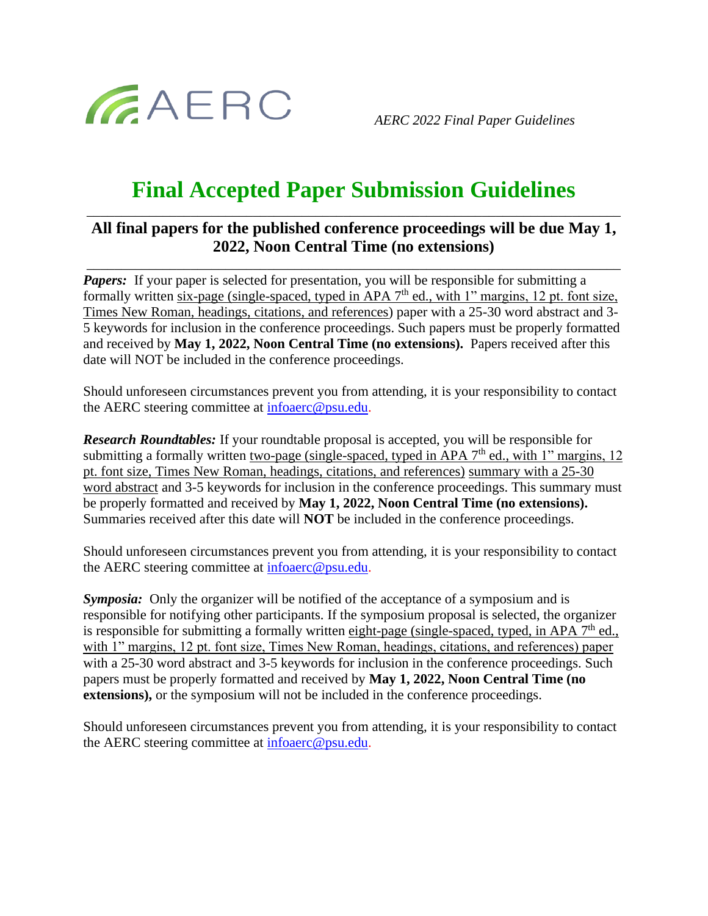AERC

*AERC 2022 Final Paper Guidelines*

# Final Accepted Paper Submission Guidelines

## All final papers for the published conference proceedings will be due May 1, 2022, Noon Central Time (no extensions)

***Papers:*** If your paper is selected for presentation, you will be responsible for submitting a formally written six-page (single-spaced, typed in APA 7th ed., with 1" margins, 12 pt. font size, Times New Roman, headings, citations, and references) paper with a 25-30 word abstract and 3-5 keywords for inclusion in the conference proceedings. Such papers must be properly formatted and received by **May 1, 2022, Noon Central Time (no extensions).** Papers received after this date will NOT be included in the conference proceedings.

Should unforeseen circumstances prevent you from attending, it is your responsibility to contact the AERC steering committee at infoaerc@psu.edu.

***Research Roundtables:*** If your roundtable proposal is accepted, you will be responsible for submitting a formally written two-page (single-spaced, typed in APA 7th ed., with 1" margins, 12 pt. font size, Times New Roman, headings, citations, and references) summary with a 25-30 word abstract and 3-5 keywords for inclusion in the conference proceedings. This summary must be properly formatted and received by **May 1, 2022, Noon Central Time (no extensions).** Summaries received after this date will **NOT** be included in the conference proceedings.

Should unforeseen circumstances prevent you from attending, it is your responsibility to contact the AERC steering committee at infoaerc@psu.edu.

***Symposia:*** Only the organizer will be notified of the acceptance of a symposium and is responsible for notifying other participants. If the symposium proposal is selected, the organizer is responsible for submitting a formally written eight-page (single-spaced, typed, in APA 7th ed., with 1" margins, 12 pt. font size, Times New Roman, headings, citations, and references) paper with a 25-30 word abstract and 3-5 keywords for inclusion in the conference proceedings. Such papers must be properly formatted and received by **May 1, 2022, Noon Central Time (no extensions),** or the symposium will not be included in the conference proceedings.

Should unforeseen circumstances prevent you from attending, it is your responsibility to contact the AERC steering committee at infoaerc@psu.edu.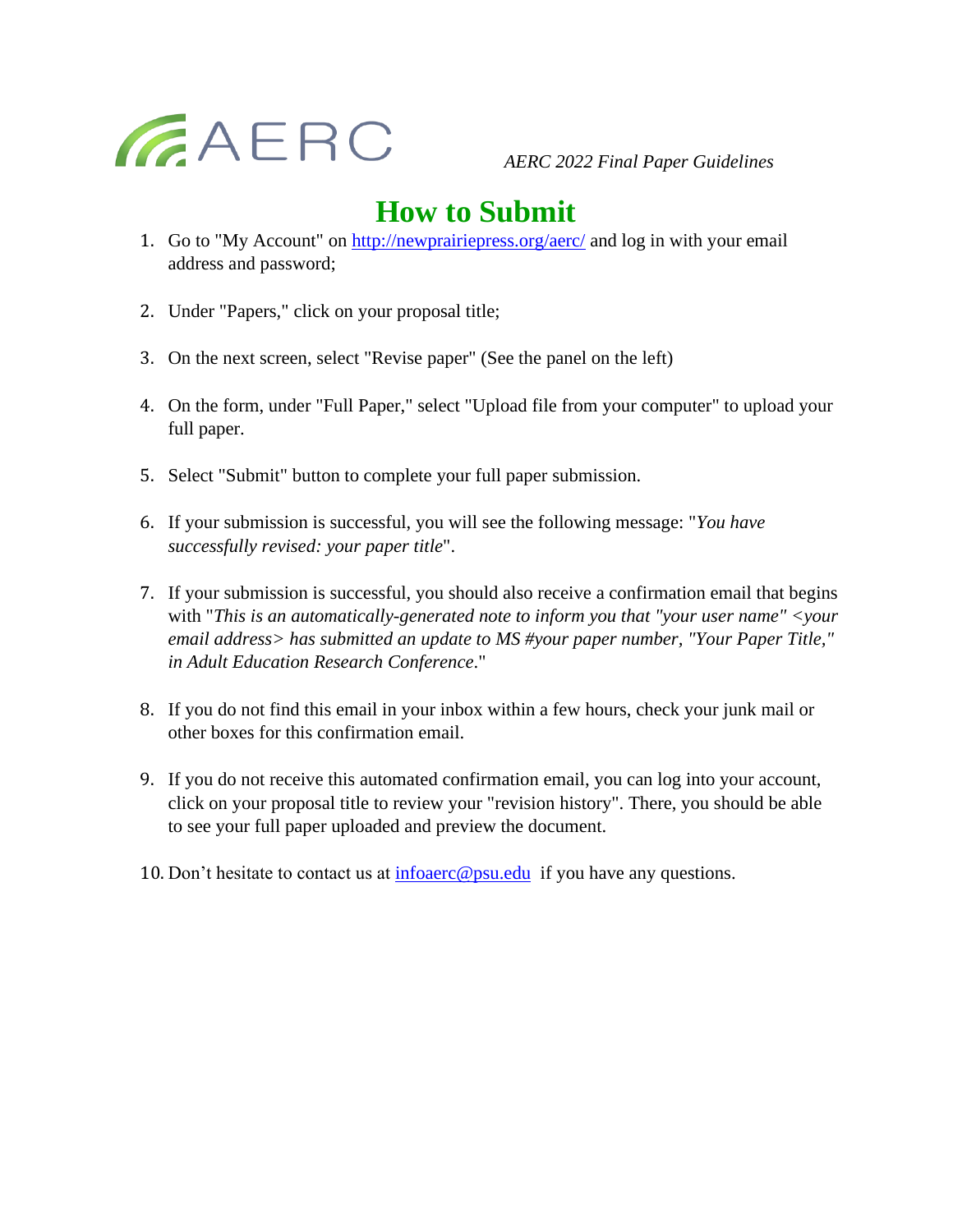AERC 2022 Final Paper Guidelines

# How to Submit

1. Go to "My Account" on http://newprairiepress.org/aerc/ and log in with your email address and password;
2. Under "Papers," click on your proposal title;
3. On the next screen, select "Revise paper" (See the panel on the left)
4. On the form, under "Full Paper," select "Upload file from your computer" to upload your full paper.
5. Select "Submit" button to complete your full paper submission.
6. If your submission is successful, you will see the following message: "*You have successfully revised: your paper title*".
7. If your submission is successful, you should also receive a confirmation email that begins with "*This is an automatically-generated note to inform you that "your user name" <your email address> has submitted an update to MS #your paper number, "Your Paper Title," in Adult Education Research Conference*."
8. If you do not find this email in your inbox within a few hours, check your junk mail or other boxes for this confirmation email.
9. If you do not receive this automated confirmation email, you can log into your account, click on your proposal title to review your "revision history". There, you should be able to see your full paper uploaded and preview the document.
10. Don't hesitate to contact us at infoaerc@psu.edu if you have any questions.